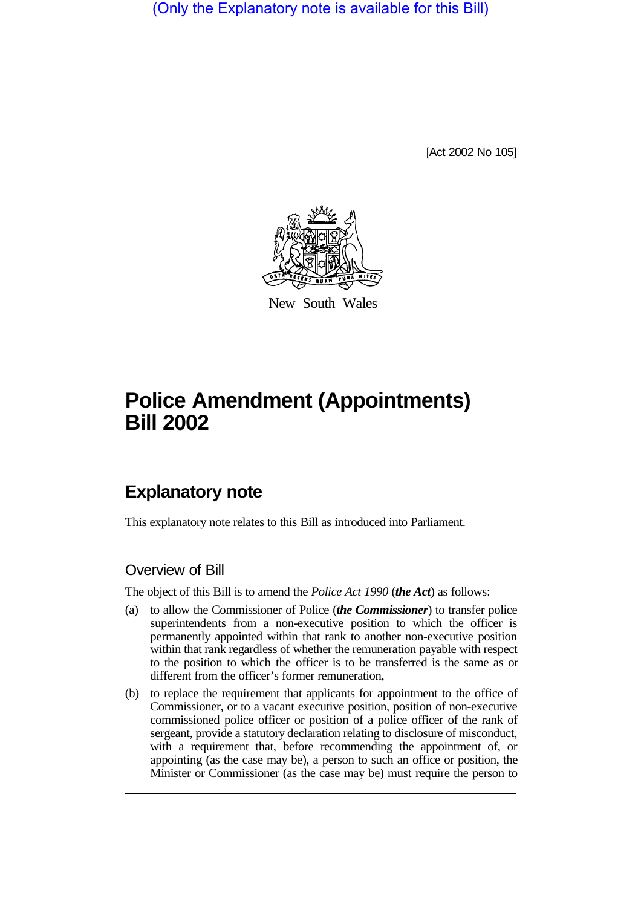(Only the Explanatory note is available for this Bill)

[Act 2002 No 105]

New South Wales

# Police Amendment (Appointments) Bill 2002

## Explanatory note

This explanatory note relates to this Bill as introduced into Parliament.

### Overview of Bill

The object of this Bill is to amend the *Police Act 1990* (***the Act***) as follows:

(a) to allow the Commissioner of Police (***the Commissioner***) to transfer police superintendents from a non-executive position to which the officer is permanently appointed within that rank to another non-executive position within that rank regardless of whether the remuneration payable with respect to the position to which the officer is to be transferred is the same as or different from the officer's former remuneration,

(b) to replace the requirement that applicants for appointment to the office of Commissioner, or to a vacant executive position, position of non-executive commissioned police officer or position of a police officer of the rank of sergeant, provide a statutory declaration relating to disclosure of misconduct, with a requirement that, before recommending the appointment of, or appointing (as the case may be), a person to such an office or position, the Minister or Commissioner (as the case may be) must require the person to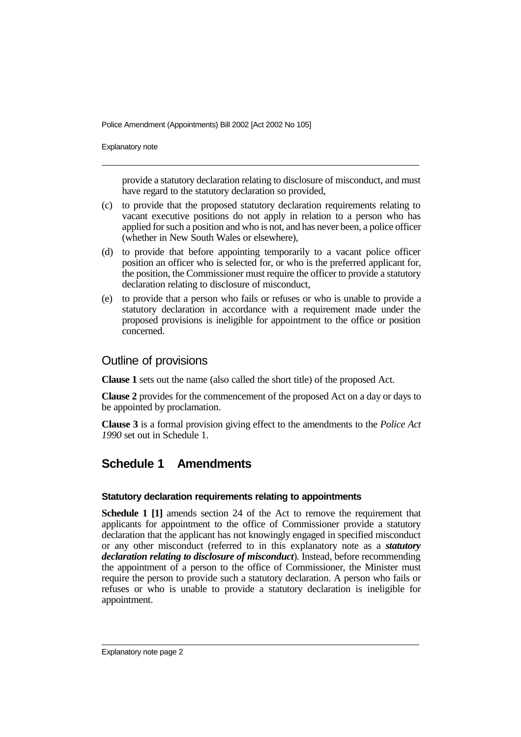provide a statutory declaration relating to disclosure of misconduct, and must have regard to the statutory declaration so provided,

(c) to provide that the proposed statutory declaration requirements relating to vacant executive positions do not apply in relation to a person who has applied for such a position and who is not, and has never been, a police officer (whether in New South Wales or elsewhere),

(d) to provide that before appointing temporarily to a vacant police officer position an officer who is selected for, or who is the preferred applicant for, the position, the Commissioner must require the officer to provide a statutory declaration relating to disclosure of misconduct,

(e) to provide that a person who fails or refuses or who is unable to provide a statutory declaration in accordance with a requirement made under the proposed provisions is ineligible for appointment to the office or position concerned.

## Outline of provisions

**Clause 1** sets out the name (also called the short title) of the proposed Act.

**Clause 2** provides for the commencement of the proposed Act on a day or days to be appointed by proclamation.

**Clause 3** is a formal provision giving effect to the amendments to the *Police Act 1990* set out in Schedule 1.

## Schedule 1 Amendments

### Statutory declaration requirements relating to appointments

**Schedule 1 [1]** amends section 24 of the Act to remove the requirement that applicants for appointment to the office of Commissioner provide a statutory declaration that the applicant has not knowingly engaged in specified misconduct or any other misconduct (referred to in this explanatory note as a ***statutory declaration relating to disclosure of misconduct***). Instead, before recommending the appointment of a person to the office of Commissioner, the Minister must require the person to provide such a statutory declaration. A person who fails or refuses or who is unable to provide a statutory declaration is ineligible for appointment.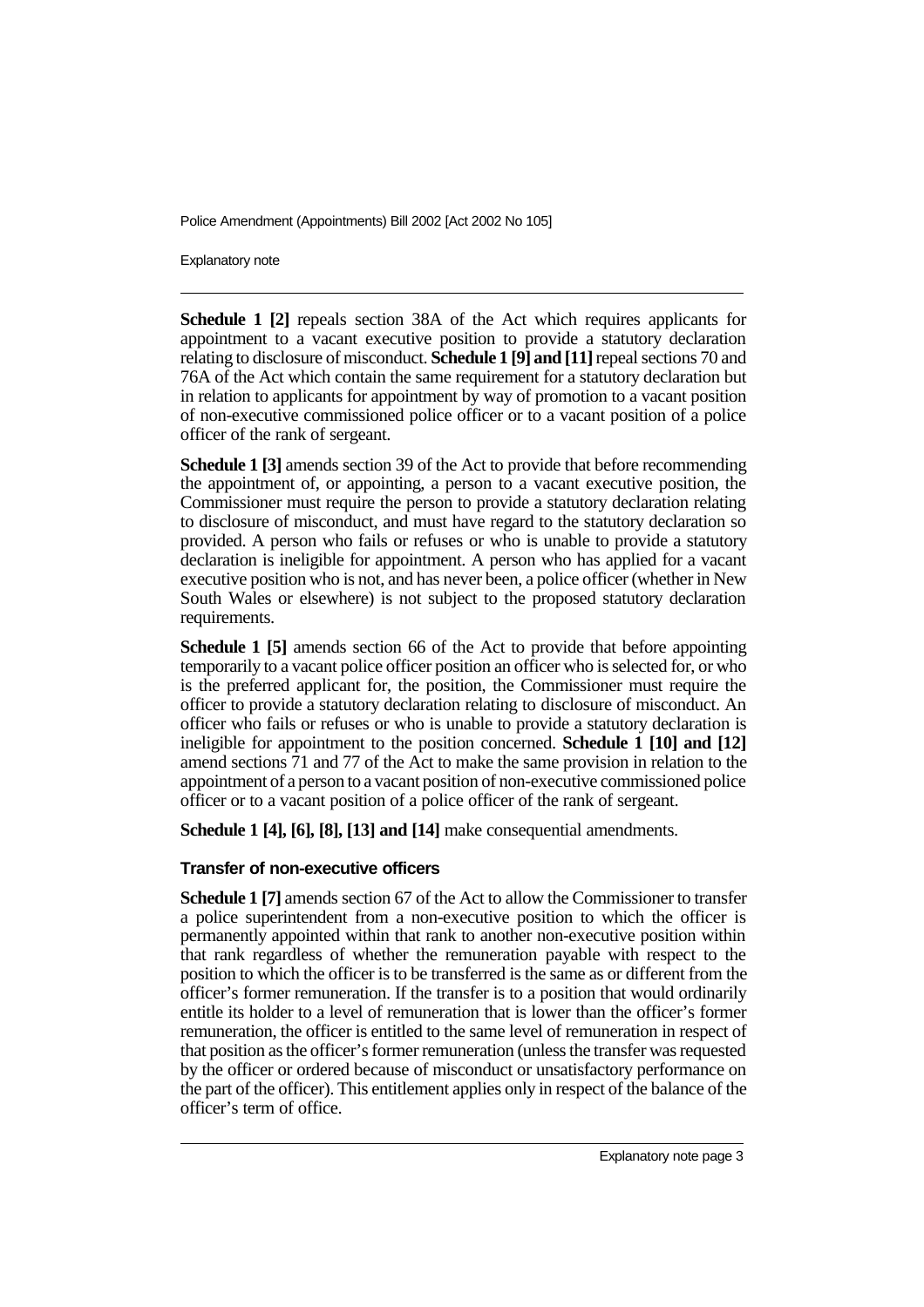**Schedule 1 [2]** repeals section 38A of the Act which requires applicants for appointment to a vacant executive position to provide a statutory declaration relating to disclosure of misconduct. **Schedule 1 [9] and [11]** repeal sections 70 and 76A of the Act which contain the same requirement for a statutory declaration but in relation to applicants for appointment by way of promotion to a vacant position of non-executive commissioned police officer or to a vacant position of a police officer of the rank of sergeant.

**Schedule 1 [3]** amends section 39 of the Act to provide that before recommending the appointment of, or appointing, a person to a vacant executive position, the Commissioner must require the person to provide a statutory declaration relating to disclosure of misconduct, and must have regard to the statutory declaration so provided. A person who fails or refuses or who is unable to provide a statutory declaration is ineligible for appointment. A person who has applied for a vacant executive position who is not, and has never been, a police officer (whether in New South Wales or elsewhere) is not subject to the proposed statutory declaration requirements.

**Schedule 1 [5]** amends section 66 of the Act to provide that before appointing temporarily to a vacant police officer position an officer who is selected for, or who is the preferred applicant for, the position, the Commissioner must require the officer to provide a statutory declaration relating to disclosure of misconduct. An officer who fails or refuses or who is unable to provide a statutory declaration is ineligible for appointment to the position concerned. **Schedule 1 [10] and [12]** amend sections 71 and 77 of the Act to make the same provision in relation to the appointment of a person to a vacant position of non-executive commissioned police officer or to a vacant position of a police officer of the rank of sergeant.

**Schedule 1 [4], [6], [8], [13] and [14]** make consequential amendments.

### Transfer of non-executive officers

**Schedule 1 [7]** amends section 67 of the Act to allow the Commissioner to transfer a police superintendent from a non-executive position to which the officer is permanently appointed within that rank to another non-executive position within that rank regardless of whether the remuneration payable with respect to the position to which the officer is to be transferred is the same as or different from the officer's former remuneration. If the transfer is to a position that would ordinarily entitle its holder to a level of remuneration that is lower than the officer's former remuneration, the officer is entitled to the same level of remuneration in respect of that position as the officer's former remuneration (unless the transfer was requested by the officer or ordered because of misconduct or unsatisfactory performance on the part of the officer). This entitlement applies only in respect of the balance of the officer's term of office.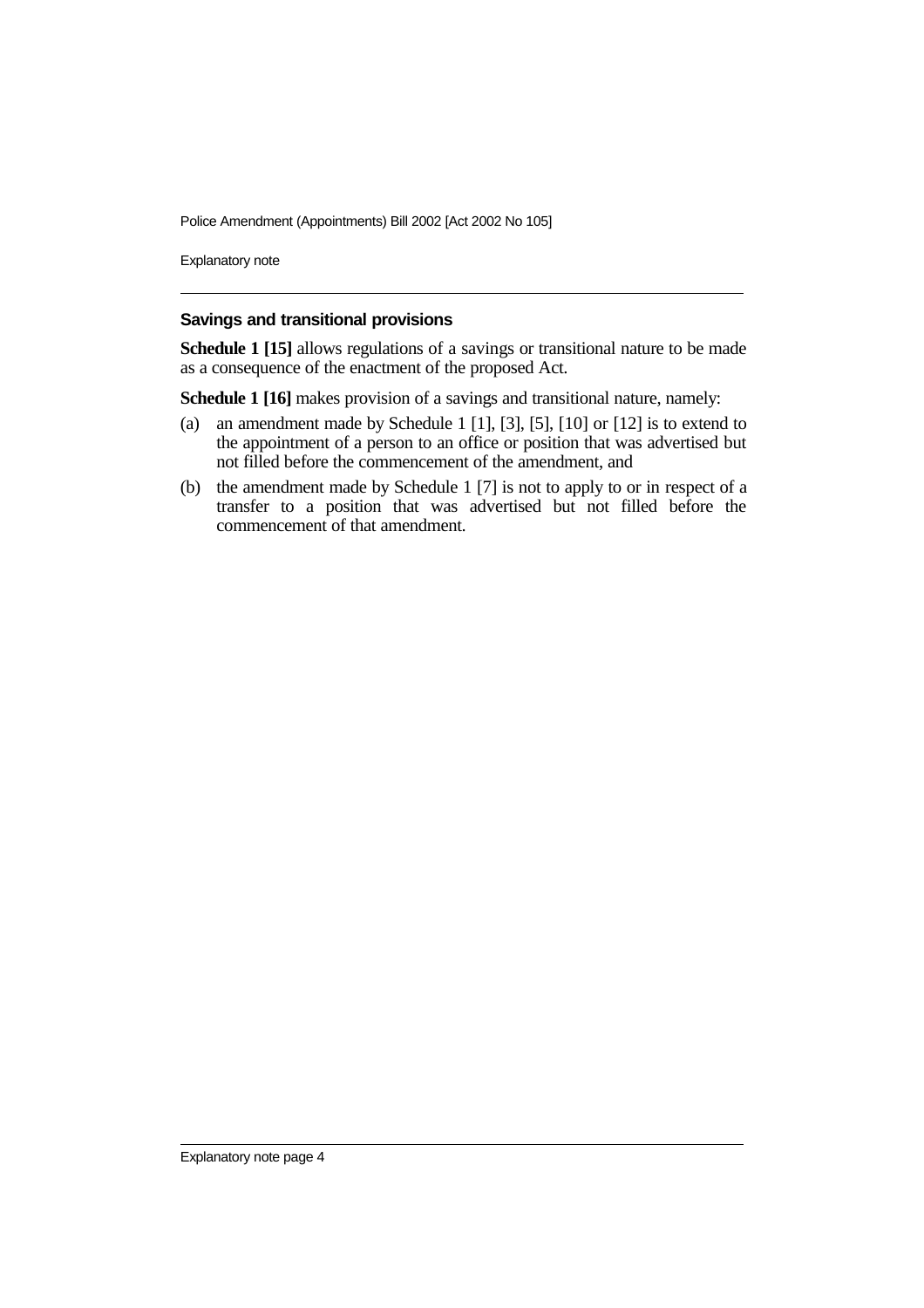### Savings and transitional provisions

**Schedule 1 [15]** allows regulations of a savings or transitional nature to be made as a consequence of the enactment of the proposed Act.

**Schedule 1 [16]** makes provision of a savings and transitional nature, namely:

(a) an amendment made by Schedule 1 [1], [3], [5], [10] or [12] is to extend to the appointment of a person to an office or position that was advertised but not filled before the commencement of the amendment, and

(b) the amendment made by Schedule 1 [7] is not to apply to or in respect of a transfer to a position that was advertised but not filled before the commencement of that amendment.